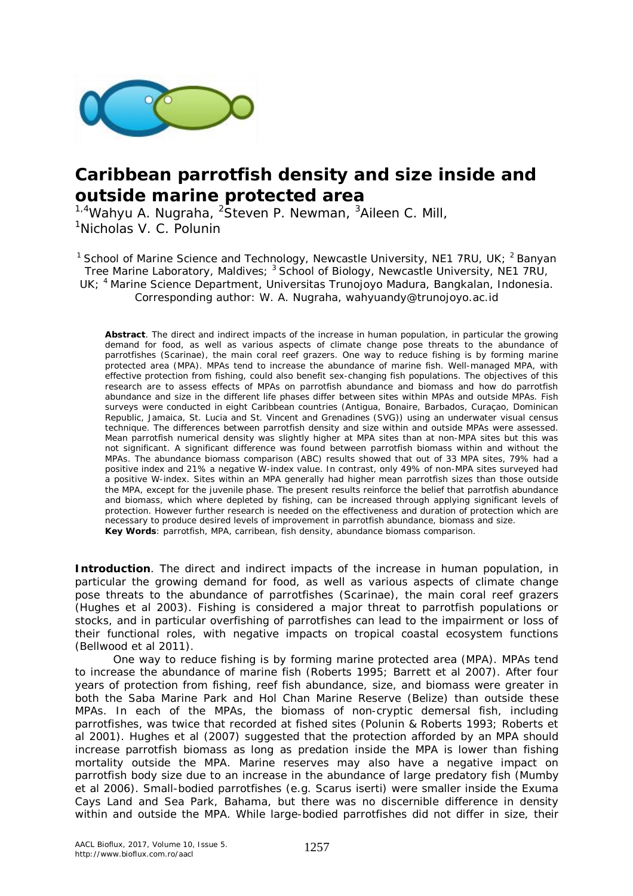# Caribbean parrotfish density and size inside and outside marine protected area

[1,4]Wahyu A. Nugraha, [2]Steven P. Newman, [3]Aileen C. Mill, [1]Nicholas V. C. Polunin

[1] School of Marine Science and Technology, Newcastle University, NE1 7RU, UK; [2] Banyan Tree Marine Laboratory, Maldives; [3] School of Biology, Newcastle University, NE1 7RU, UK; [4] Marine Science Department, Universitas Trunojoyo Madura, Bangkalan, Indonesia. Corresponding author: W. A. Nugraha, wahyuandy@trunojoyo.ac.id

**Abstract**. The direct and indirect impacts of the increase in human population, in particular the growing demand for food, as well as various aspects of climate change pose threats to the abundance of parrotfishes (Scarinae), the main coral reef grazers. One way to reduce fishing is by forming marine protected area (MPA). MPAs tend to increase the abundance of marine fish. Well-managed MPA, with effective protection from fishing, could also benefit sex-changing fish populations. The objectives of this research are to assess effects of MPAs on parrotfish abundance and biomass and how do parrotfish abundance and size in the different life phases differ between sites within MPAs and outside MPAs. Fish surveys were conducted in eight Caribbean countries (Antigua, Bonaire, Barbados, Curaçao, Dominican Republic, Jamaica, St. Lucia and St. Vincent and Grenadines (SVG)) using an underwater visual census technique. The differences between parrotfish density and size within and outside MPAs were assessed. Mean parrotfish numerical density was slightly higher at MPA sites than at non-MPA sites but this was not significant. A significant difference was found between parrotfish biomass within and without the MPAs. The abundance biomass comparison (ABC) results showed that out of 33 MPA sites, 79% had a positive index and 21% a negative W-index value. In contrast, only 49% of non-MPA sites surveyed had a positive W-index. Sites within an MPA generally had higher mean parrotfish sizes than those outside the MPA, except for the juvenile phase. The present results reinforce the belief that parrotfish abundance and biomass, which where depleted by fishing, can be increased through applying significant levels of protection. However further research is needed on the effectiveness and duration of protection which are necessary to produce desired levels of improvement in parrotfish abundance, biomass and size.

**Key Words**: parrotfish, MPA, carribean, fish density, abundance biomass comparison.

**Introduction**. The direct and indirect impacts of the increase in human population, in particular the growing demand for food, as well as various aspects of climate change pose threats to the abundance of parrotfishes (Scarinae), the main coral reef grazers (Hughes et al 2003). Fishing is considered a major threat to parrotfish populations or stocks, and in particular overfishing of parrotfishes can lead to the impairment or loss of their functional roles, with negative impacts on tropical coastal ecosystem functions (Bellwood et al 2011).

One way to reduce fishing is by forming marine protected area (MPA). MPAs tend to increase the abundance of marine fish (Roberts 1995; Barrett et al 2007). After four years of protection from fishing, reef fish abundance, size, and biomass were greater in both the Saba Marine Park and Hol Chan Marine Reserve (Belize) than outside these MPAs. In each of the MPAs, the biomass of non-cryptic demersal fish, including parrotfishes, was twice that recorded at fished sites (Polunin & Roberts 1993; Roberts et al 2001). Hughes et al (2007) suggested that the protection afforded by an MPA should increase parrotfish biomass as long as predation inside the MPA is lower than fishing mortality outside the MPA. Marine reserves may also have a negative impact on parrotfish body size due to an increase in the abundance of large predatory fish (Mumby et al 2006). Small-bodied parrotfishes (e.g. *Scarus iserti*) were smaller inside the Exuma Cays Land and Sea Park, Bahama, but there was no discernible difference in density within and outside the MPA. While large-bodied parrotfishes did not differ in size, their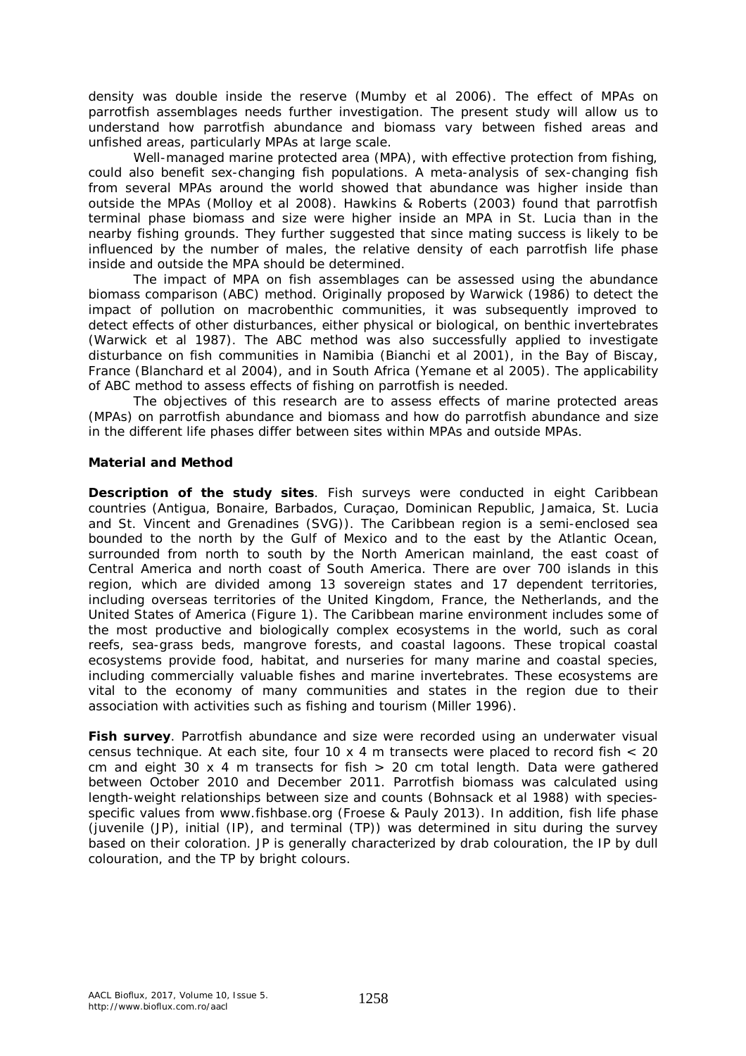density was double inside the reserve (Mumby et al 2006). The effect of MPAs on parrotfish assemblages needs further investigation. The present study will allow us to understand how parrotfish abundance and biomass vary between fished areas and unfished areas, particularly MPAs at large scale.

Well-managed marine protected area (MPA), with effective protection from fishing, could also benefit sex-changing fish populations. A meta-analysis of sex-changing fish from several MPAs around the world showed that abundance was higher inside than outside the MPAs (Molloy et al 2008). Hawkins & Roberts (2003) found that parrotfish terminal phase biomass and size were higher inside an MPA in St. Lucia than in the nearby fishing grounds. They further suggested that since mating success is likely to be influenced by the number of males, the relative density of each parrotfish life phase inside and outside the MPA should be determined.

The impact of MPA on fish assemblages can be assessed using the abundance biomass comparison (ABC) method. Originally proposed by Warwick (1986) to detect the impact of pollution on macrobenthic communities, it was subsequently improved to detect effects of other disturbances, either physical or biological, on benthic invertebrates (Warwick et al 1987). The ABC method was also successfully applied to investigate disturbance on fish communities in Namibia (Bianchi et al 2001), in the Bay of Biscay, France (Blanchard et al 2004), and in South Africa (Yemane et al 2005). The applicability of ABC method to assess effects of fishing on parrotfish is needed.

The objectives of this research are to assess effects of marine protected areas (MPAs) on parrotfish abundance and biomass and how do parrotfish abundance and size in the different life phases differ between sites within MPAs and outside MPAs.

## Material and Method

**Description of the study sites**. Fish surveys were conducted in eight Caribbean countries (Antigua, Bonaire, Barbados, Curaçao, Dominican Republic, Jamaica, St. Lucia and St. Vincent and Grenadines (SVG)). The Caribbean region is a semi-enclosed sea bounded to the north by the Gulf of Mexico and to the east by the Atlantic Ocean, surrounded from north to south by the North American mainland, the east coast of Central America and north coast of South America. There are over 700 islands in this region, which are divided among 13 sovereign states and 17 dependent territories, including overseas territories of the United Kingdom, France, the Netherlands, and the United States of America (Figure 1). The Caribbean marine environment includes some of the most productive and biologically complex ecosystems in the world, such as coral reefs, sea-grass beds, mangrove forests, and coastal lagoons. These tropical coastal ecosystems provide food, habitat, and nurseries for many marine and coastal species, including commercially valuable fishes and marine invertebrates. These ecosystems are vital to the economy of many communities and states in the region due to their association with activities such as fishing and tourism (Miller 1996).

**Fish survey**. Parrotfish abundance and size were recorded using an underwater visual census technique. At each site, four 10 x 4 m transects were placed to record fish < 20 cm and eight 30 x 4 m transects for fish > 20 cm total length. Data were gathered between October 2010 and December 2011. Parrotfish biomass was calculated using length-weight relationships between size and counts (Bohnsack et al 1988) with species-specific values from www.fishbase.org (Froese & Pauly 2013). In addition, fish life phase (juvenile (JP), initial (IP), and terminal (TP)) was determined in situ during the survey based on their coloration. JP is generally characterized by drab colouration, the IP by dull colouration, and the TP by bright colours.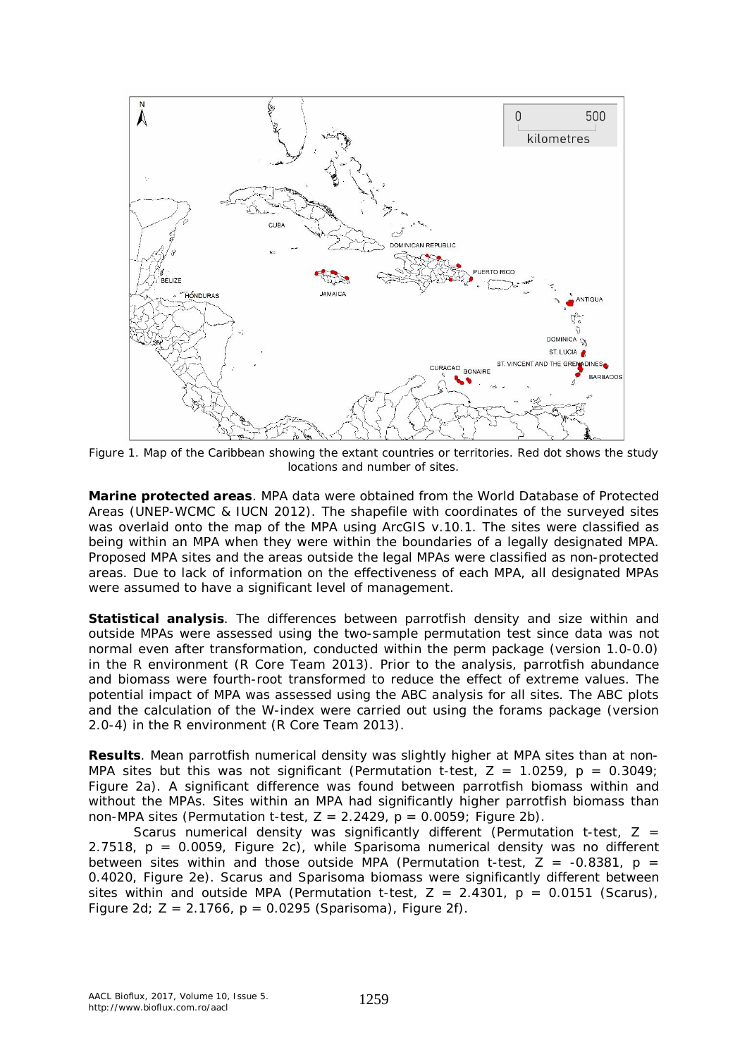Figure 1. Map of the Caribbean showing the extant countries or territories. Red dot shows the study locations and number of sites.

**Marine protected areas**. MPA data were obtained from the World Database of Protected Areas (UNEP-WCMC & IUCN 2012). The shapefile with coordinates of the surveyed sites was overlaid onto the map of the MPA using ArcGIS v.10.1. The sites were classified as being within an MPA when they were within the boundaries of a legally designated MPA. Proposed MPA sites and the areas outside the legal MPAs were classified as non-protected areas. Due to lack of information on the effectiveness of each MPA, all designated MPAs were assumed to have a significant level of management.

**Statistical analysis**. The differences between parrotfish density and size within and outside MPAs were assessed using the two-sample permutation test since data was not normal even after transformation, conducted within the perm package (version 1.0-0.0) in the R environment (R Core Team 2013). Prior to the analysis, parrotfish abundance and biomass were fourth-root transformed to reduce the effect of extreme values. The potential impact of MPA was assessed using the ABC analysis for all sites. The ABC plots and the calculation of the W-index were carried out using the forams package (version 2.0-4) in the R environment (R Core Team 2013).

**Results**. Mean parrotfish numerical density was slightly higher at MPA sites than at non-MPA sites but this was not significant (Permutation t-test, $Z = 1.0259$, $p = 0.3049$; Figure 2a). A significant difference was found between parrotfish biomass within and without the MPAs. Sites within an MPA had significantly higher parrotfish biomass than non-MPA sites (Permutation t-test, $Z = 2.2429$, $p = 0.0059$; Figure 2b).

*Scarus* numerical density was significantly different (Permutation t-test, $Z = 2.7518$, $p = 0.0059$, Figure 2c), while *Sparisoma* numerical density was no different between sites within and those outside MPA (Permutation t-test, $Z = -0.8381$, $p = 0.4020$, Figure 2e). *Scarus* and *Sparisoma* biomass were significantly different between sites within and outside MPA (Permutation t-test, $Z = 2.4301$, $p = 0.0151$ (*Scarus*), Figure 2d; $Z = 2.1766$, $p = 0.0295$ (*Sparisoma*), Figure 2f).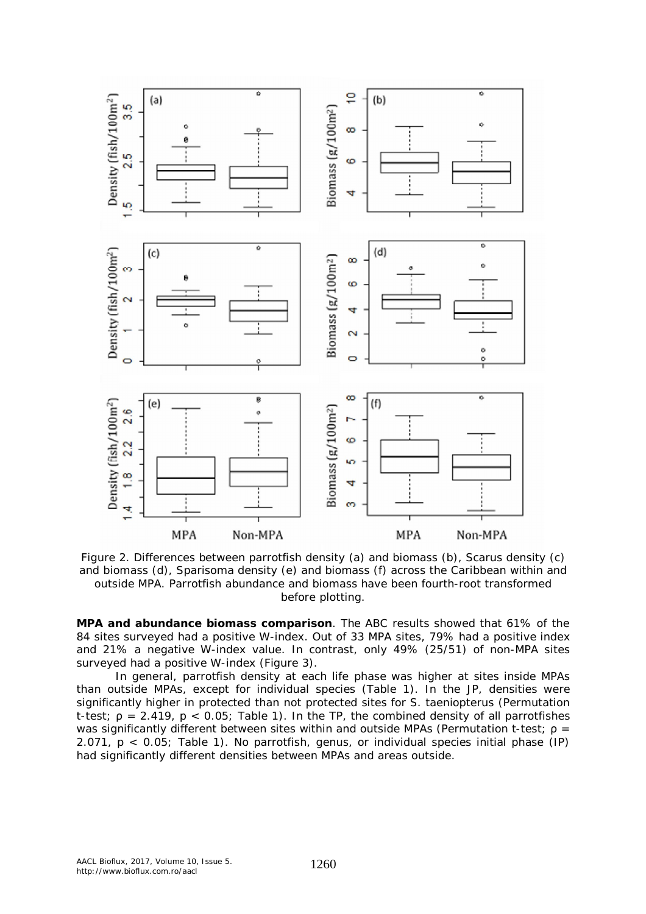Figure 2. Differences between parrotfish density (a) and biomass (b), Scarus density (c) and biomass (d), Sparisoma density (e) and biomass (f) across the Caribbean within and outside MPA. Parrotfish abundance and biomass have been fourth-root transformed before plotting.

**MPA and abundance biomass comparison**. The ABC results showed that 61% of the 84 sites surveyed had a positive W-index. Out of 33 MPA sites, 79% had a positive index and 21% a negative W-index value. In contrast, only 49% (25/51) of non-MPA sites surveyed had a positive W-index (Figure 3).

In general, parrotfish density at each life phase was higher at sites inside MPAs than outside MPAs, except for individual species (Table 1). In the JP, densities were significantly higher in protected than not protected sites for *S. taeniopterus* (Permutation t-test; $\rho = 2.419$, $p < 0.05$; Table 1). In the TP, the combined density of all parrotfishes was significantly different between sites within and outside MPAs (Permutation t-test; $\rho = 2.071$, $p < 0.05$; Table 1). No parrotfish, genus, or individual species initial phase (IP) had significantly different densities between MPAs and areas outside.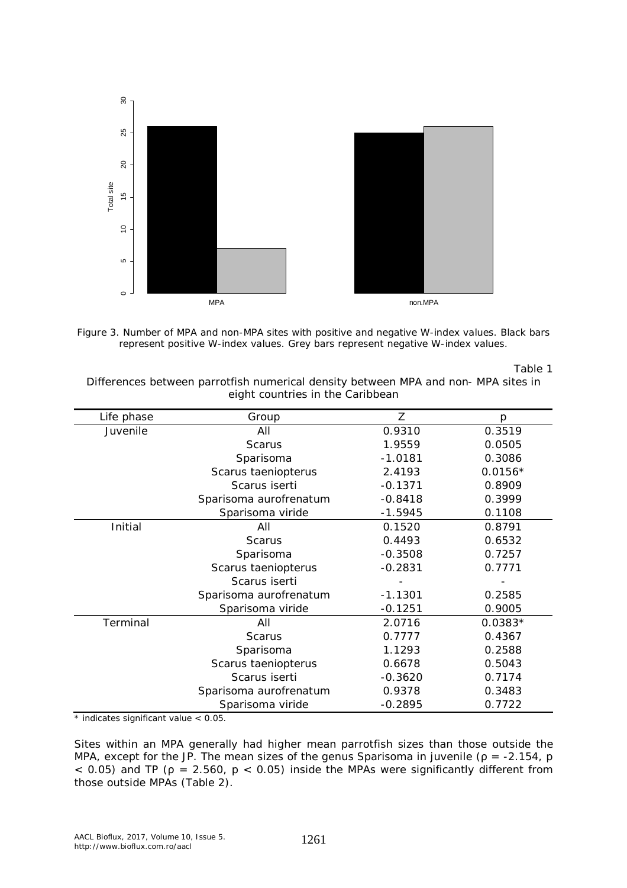Figure 3. Number of MPA and non-MPA sites with positive and negative W-index values. Black bars represent positive W-index values. Grey bars represent negative W-index values.

Table 1

Differences between parrotfish numerical density between MPA and non- MPA sites in eight countries in the Caribbean

| Life phase | Group | Z | p |
|---|---|---|---|
| Juvenile | All | 0.9310 | 0.3519 |
| | Scarus | 1.9559 | 0.0505 |
| | Sparisoma | -1.0181 | 0.3086 |
| | Scarus taeniopterus | 2.4193 | 0.0156* |
| | Scarus iserti | -0.1371 | 0.8909 |
| | Sparisoma aurofrenatum | -0.8418 | 0.3999 |
| | Sparisoma viride | -1.5945 | 0.1108 |
| Initial | All | 0.1520 | 0.8791 |
| | Scarus | 0.4493 | 0.6532 |
| | Sparisoma | -0.3508 | 0.7257 |
| | Scarus taeniopterus | -0.2831 | 0.7771 |
| | Scarus iserti | - | - |
| | Sparisoma aurofrenatum | -1.1301 | 0.2585 |
| | Sparisoma viride | -0.1251 | 0.9005 |
| Terminal | All | 2.0716 | 0.0383* |
| | Scarus | 0.7777 | 0.4367 |
| | Sparisoma | 1.1293 | 0.2588 |
| | Scarus taeniopterus | 0.6678 | 0.5043 |
| | Scarus iserti | -0.3620 | 0.7174 |
| | Sparisoma aurofrenatum | 0.9378 | 0.3483 |
| | Sparisoma viride | -0.2895 | 0.7722 |

\* indicates significant value < 0.05.

Sites within an MPA generally had higher mean parrotfish sizes than those outside the MPA, except for the JP. The mean sizes of the genus Sparisoma in juvenile ($\rho = -2.154$, $p < 0.05$) and TP ($\rho = 2.560$, $p < 0.05$) inside the MPAs were significantly different from those outside MPAs (Table 2).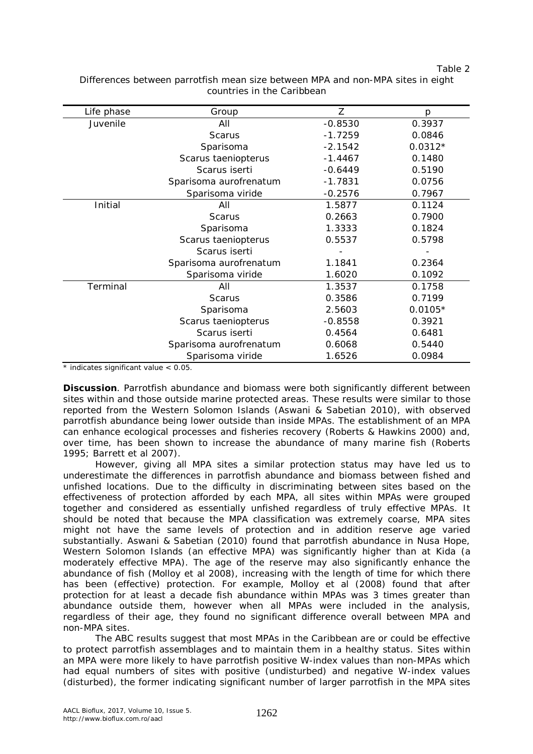Table 2

Differences between parrotfish mean size between MPA and non-MPA sites in eight countries in the Caribbean

| Life phase | Group | Z | p |
|---|---|---|---|
| Juvenile | All | -0.8530 | 0.3937 |
| | Scarus | -1.7259 | 0.0846 |
| | Sparisoma | -2.1542 | 0.0312* |
| | Scarus taeniopterus | -1.4467 | 0.1480 |
| | Scarus iserti | -0.6449 | 0.5190 |
| | Sparisoma aurofrenatum | -1.7831 | 0.0756 |
| | Sparisoma viride | -0.2576 | 0.7967 |
| Initial | All | 1.5877 | 0.1124 |
| | Scarus | 0.2663 | 0.7900 |
| | Sparisoma | 1.3333 | 0.1824 |
| | Scarus taeniopterus | 0.5537 | 0.5798 |
| | Scarus iserti | - | - |
| | Sparisoma aurofrenatum | 1.1841 | 0.2364 |
| | Sparisoma viride | 1.6020 | 0.1092 |
| Terminal | All | 1.3537 | 0.1758 |
| | Scarus | 0.3586 | 0.7199 |
| | Sparisoma | 2.5603 | 0.0105* |
| | Scarus taeniopterus | -0.8558 | 0.3921 |
| | Scarus iserti | 0.4564 | 0.6481 |
| | Sparisoma aurofrenatum | 0.6068 | 0.5440 |
| | Sparisoma viride | 1.6526 | 0.0984 |

\* indicates significant value < 0.05.

**Discussion**. Parrotfish abundance and biomass were both significantly different between sites within and those outside marine protected areas. These results were similar to those reported from the Western Solomon Islands (Aswani & Sabetian 2010), with observed parrotfish abundance being lower outside than inside MPAs. The establishment of an MPA can enhance ecological processes and fisheries recovery (Roberts & Hawkins 2000) and, over time, has been shown to increase the abundance of many marine fish (Roberts 1995; Barrett et al 2007).

However, giving all MPA sites a similar protection status may have led us to underestimate the differences in parrotfish abundance and biomass between fished and unfished locations. Due to the difficulty in discriminating between sites based on the effectiveness of protection afforded by each MPA, all sites within MPAs were grouped together and considered as essentially unfished regardless of truly effective MPAs. It should be noted that because the MPA classification was extremely coarse, MPA sites might not have the same levels of protection and in addition reserve age varied substantially. Aswani & Sabetian (2010) found that parrotfish abundance in Nusa Hope, Western Solomon Islands (an effective MPA) was significantly higher than at Kida (a moderately effective MPA). The age of the reserve may also significantly enhance the abundance of fish (Molloy et al 2008), increasing with the length of time for which there has been (effective) protection. For example, Molloy et al (2008) found that after protection for at least a decade fish abundance within MPAs was 3 times greater than abundance outside them, however when all MPAs were included in the analysis, regardless of their age, they found no significant difference overall between MPA and non-MPA sites.

The ABC results suggest that most MPAs in the Caribbean are or could be effective to protect parrotfish assemblages and to maintain them in a healthy status. Sites within an MPA were more likely to have parrotfish positive W-index values than non-MPAs which had equal numbers of sites with positive (undisturbed) and negative W-index values (disturbed), the former indicating significant number of larger parrotfish in the MPA sites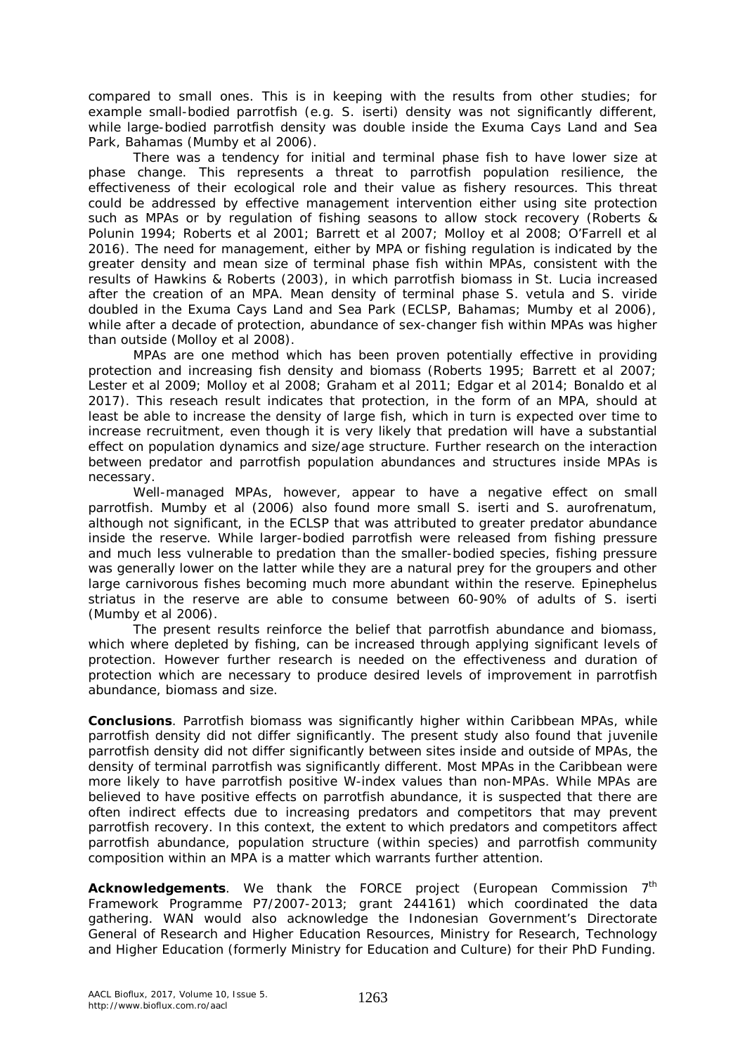compared to small ones. This is in keeping with the results from other studies; for example small-bodied parrotfish (e.g. *S. iserti*) density was not significantly different, while large-bodied parrotfish density was double inside the Exuma Cays Land and Sea Park, Bahamas (Mumby et al 2006).

There was a tendency for initial and terminal phase fish to have lower size at phase change. This represents a threat to parrotfish population resilience, the effectiveness of their ecological role and their value as fishery resources. This threat could be addressed by effective management intervention either using site protection such as MPAs or by regulation of fishing seasons to allow stock recovery (Roberts & Polunin 1994; Roberts et al 2001; Barrett et al 2007; Molloy et al 2008; O'Farrell et al 2016). The need for management, either by MPA or fishing regulation is indicated by the greater density and mean size of terminal phase fish within MPAs, consistent with the results of Hawkins & Roberts (2003), in which parrotfish biomass in St. Lucia increased after the creation of an MPA. Mean density of terminal phase *S. vetula* and *S. viride* doubled in the Exuma Cays Land and Sea Park (ECLSP, Bahamas; Mumby et al 2006), while after a decade of protection, abundance of sex-changer fish within MPAs was higher than outside (Molloy et al 2008).

MPAs are one method which has been proven potentially effective in providing protection and increasing fish density and biomass (Roberts 1995; Barrett et al 2007; Lester et al 2009; Molloy et al 2008; Graham et al 2011; Edgar et al 2014; Bonaldo et al 2017). This reseach result indicates that protection, in the form of an MPA, should at least be able to increase the density of large fish, which in turn is expected over time to increase recruitment, even though it is very likely that predation will have a substantial effect on population dynamics and size/age structure. Further research on the interaction between predator and parrotfish population abundances and structures inside MPAs is necessary.

Well-managed MPAs, however, appear to have a negative effect on small parrotfish. Mumby et al (2006) also found more small *S. iserti* and *S. aurofrenatum*, although not significant, in the ECLSP that was attributed to greater predator abundance inside the reserve. While larger-bodied parrotfish were released from fishing pressure and much less vulnerable to predation than the smaller-bodied species, fishing pressure was generally lower on the latter while they are a natural prey for the groupers and other large carnivorous fishes becoming much more abundant within the reserve. *Epinephelus striatus* in the reserve are able to consume between 60-90% of adults of *S. iserti* (Mumby et al 2006).

The present results reinforce the belief that parrotfish abundance and biomass, which where depleted by fishing, can be increased through applying significant levels of protection. However further research is needed on the effectiveness and duration of protection which are necessary to produce desired levels of improvement in parrotfish abundance, biomass and size.

**Conclusions**. Parrotfish biomass was significantly higher within Caribbean MPAs, while parrotfish density did not differ significantly. The present study also found that juvenile parrotfish density did not differ significantly between sites inside and outside of MPAs, the density of terminal parrotfish was significantly different. Most MPAs in the Caribbean were more likely to have parrotfish positive W-index values than non-MPAs. While MPAs are believed to have positive effects on parrotfish abundance, it is suspected that there are often indirect effects due to increasing predators and competitors that may prevent parrotfish recovery. In this context, the extent to which predators and competitors affect parrotfish abundance, population structure (within species) and parrotfish community composition within an MPA is a matter which warrants further attention.

**Acknowledgements**. We thank the FORCE project (European Commission 7th Framework Programme P7/2007-2013; grant 244161) which coordinated the data gathering. WAN would also acknowledge the Indonesian Government's Directorate General of Research and Higher Education Resources, Ministry for Research, Technology and Higher Education (formerly Ministry for Education and Culture) for their PhD Funding.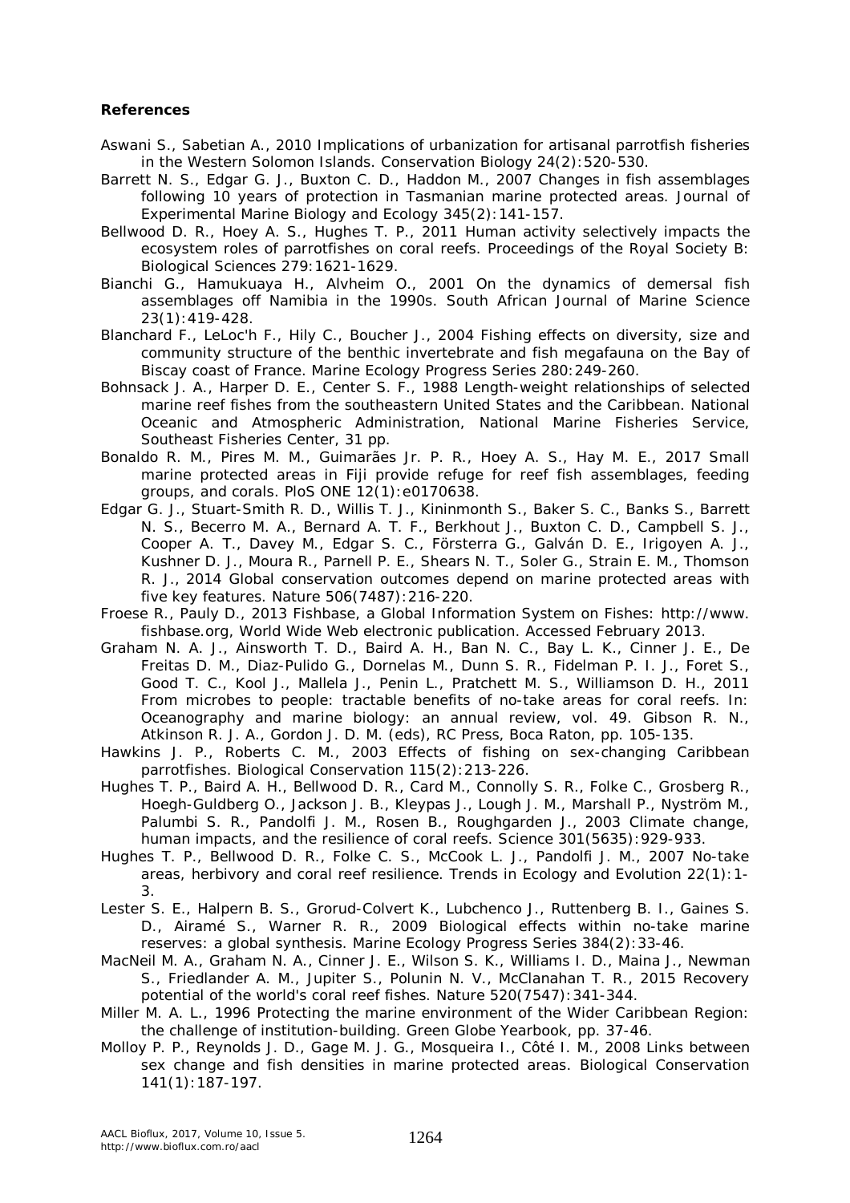**References**

Aswani S., Sabetian A., 2010 Implications of urbanization for artisanal parrotfish fisheries in the Western Solomon Islands. Conservation Biology 24(2):520-530.

Barrett N. S., Edgar G. J., Buxton C. D., Haddon M., 2007 Changes in fish assemblages following 10 years of protection in Tasmanian marine protected areas. Journal of Experimental Marine Biology and Ecology 345(2):141-157.

Bellwood D. R., Hoey A. S., Hughes T. P., 2011 Human activity selectively impacts the ecosystem roles of parrotfishes on coral reefs. Proceedings of the Royal Society B: Biological Sciences 279:1621-1629.

Bianchi G., Hamukuaya H., Alvheim O., 2001 On the dynamics of demersal fish assemblages off Namibia in the 1990s. South African Journal of Marine Science 23(1):419-428.

Blanchard F., LeLoc'h F., Hily C., Boucher J., 2004 Fishing effects on diversity, size and community structure of the benthic invertebrate and fish megafauna on the Bay of Biscay coast of France. Marine Ecology Progress Series 280:249-260.

Bohnsack J. A., Harper D. E., Center S. F., 1988 Length-weight relationships of selected marine reef fishes from the southeastern United States and the Caribbean. National Oceanic and Atmospheric Administration, National Marine Fisheries Service, Southeast Fisheries Center, 31 pp.

Bonaldo R. M., Pires M. M., Guimarães Jr. P. R., Hoey A. S., Hay M. E., 2017 Small marine protected areas in Fiji provide refuge for reef fish assemblages, feeding groups, and corals. PloS ONE 12(1):e0170638.

Edgar G. J., Stuart-Smith R. D., Willis T. J., Kininmonth S., Baker S. C., Banks S., Barrett N. S., Becerro M. A., Bernard A. T. F., Berkhout J., Buxton C. D., Campbell S. J., Cooper A. T., Davey M., Edgar S. C., Försterra G., Galván D. E., Irigoyen A. J., Kushner D. J., Moura R., Parnell P. E., Shears N. T., Soler G., Strain E. M., Thomson R. J., 2014 Global conservation outcomes depend on marine protected areas with five key features. Nature 506(7487):216-220.

Froese R., Pauly D., 2013 Fishbase, a Global Information System on Fishes: http://www.fishbase.org, World Wide Web electronic publication. Accessed February 2013.

Graham N. A. J., Ainsworth T. D., Baird A. H., Ban N. C., Bay L. K., Cinner J. E., De Freitas D. M., Diaz-Pulido G., Dornelas M., Dunn S. R., Fidelman P. I. J., Foret S., Good T. C., Kool J., Mallela J., Penin L., Pratchett M. S., Williamson D. H., 2011 From microbes to people: tractable benefits of no-take areas for coral reefs. In: Oceanography and marine biology: an annual review, vol. 49. Gibson R. N., Atkinson R. J. A., Gordon J. D. M. (eds), RC Press, Boca Raton, pp. 105-135.

Hawkins J. P., Roberts C. M., 2003 Effects of fishing on sex-changing Caribbean parrotfishes. Biological Conservation 115(2):213-226.

Hughes T. P., Baird A. H., Bellwood D. R., Card M., Connolly S. R., Folke C., Grosberg R., Hoegh-Guldberg O., Jackson J. B., Kleypas J., Lough J. M., Marshall P., Nyström M., Palumbi S. R., Pandolfi J. M., Rosen B., Roughgarden J., 2003 Climate change, human impacts, and the resilience of coral reefs. Science 301(5635):929-933.

Hughes T. P., Bellwood D. R., Folke C. S., McCook L. J., Pandolfi J. M., 2007 No-take areas, herbivory and coral reef resilience. Trends in Ecology and Evolution 22(1):1-3.

Lester S. E., Halpern B. S., Grorud-Colvert K., Lubchenco J., Ruttenberg B. I., Gaines S. D., Airamé S., Warner R. R., 2009 Biological effects within no-take marine reserves: a global synthesis. Marine Ecology Progress Series 384(2):33-46.

MacNeil M. A., Graham N. A., Cinner J. E., Wilson S. K., Williams I. D., Maina J., Newman S., Friedlander A. M., Jupiter S., Polunin N. V., McClanahan T. R., 2015 Recovery potential of the world's coral reef fishes. Nature 520(7547):341-344.

Miller M. A. L., 1996 Protecting the marine environment of the Wider Caribbean Region: the challenge of institution-building. Green Globe Yearbook, pp. 37-46.

Molloy P. P., Reynolds J. D., Gage M. J. G., Mosqueira I., Côté I. M., 2008 Links between sex change and fish densities in marine protected areas. Biological Conservation 141(1):187-197.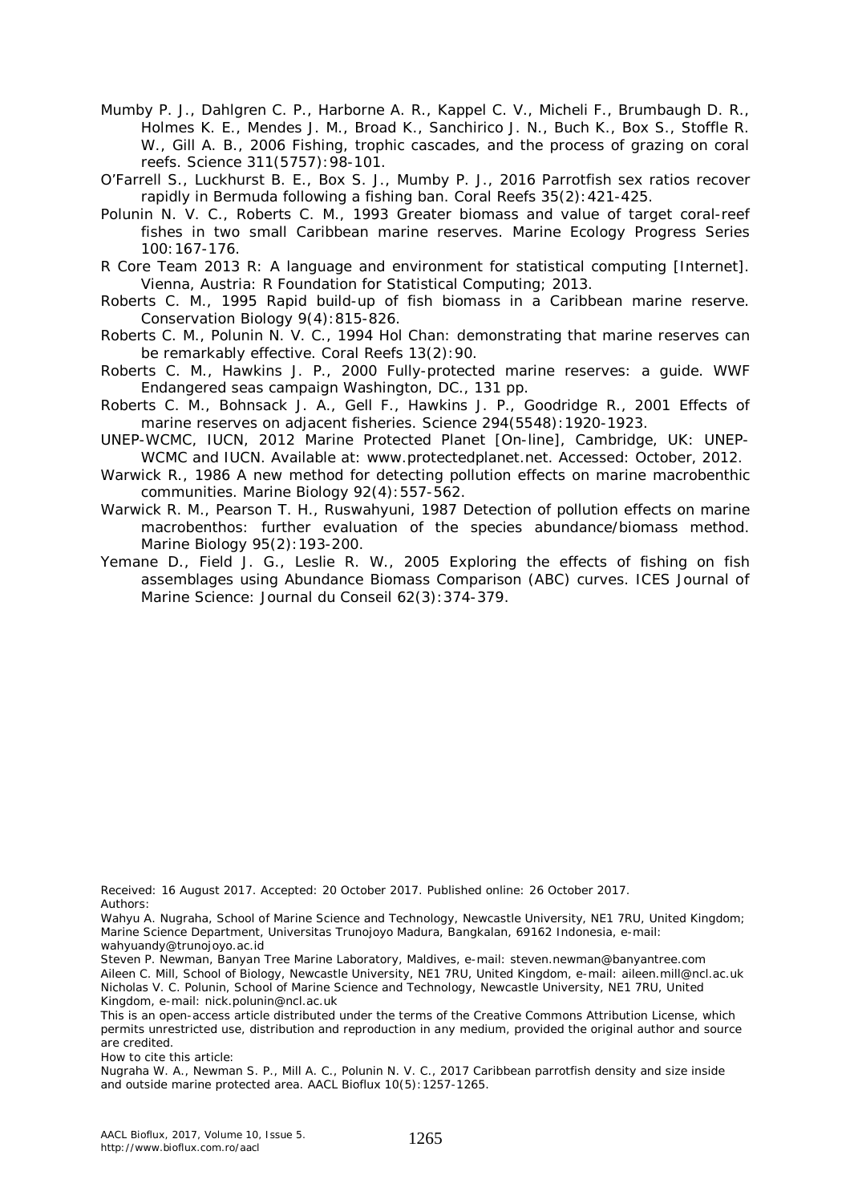Mumby P. J., Dahlgren C. P., Harborne A. R., Kappel C. V., Micheli F., Brumbaugh D. R., Holmes K. E., Mendes J. M., Broad K., Sanchirico J. N., Buch K., Box S., Stoffle R. W., Gill A. B., 2006 Fishing, trophic cascades, and the process of grazing on coral reefs. Science 311(5757):98-101.

O'Farrell S., Luckhurst B. E., Box S. J., Mumby P. J., 2016 Parrotfish sex ratios recover rapidly in Bermuda following a fishing ban. Coral Reefs 35(2):421-425.

Polunin N. V. C., Roberts C. M., 1993 Greater biomass and value of target coral-reef fishes in two small Caribbean marine reserves. Marine Ecology Progress Series 100:167-176.

R Core Team 2013 R: A language and environment for statistical computing [Internet]. Vienna, Austria: R Foundation for Statistical Computing; 2013.

Roberts C. M., 1995 Rapid build-up of fish biomass in a Caribbean marine reserve. Conservation Biology 9(4):815-826.

Roberts C. M., Polunin N. V. C., 1994 Hol Chan: demonstrating that marine reserves can be remarkably effective. Coral Reefs 13(2):90.

Roberts C. M., Hawkins J. P., 2000 Fully-protected marine reserves: a guide. WWF Endangered seas campaign Washington, DC., 131 pp.

Roberts C. M., Bohnsack J. A., Gell F., Hawkins J. P., Goodridge R., 2001 Effects of marine reserves on adjacent fisheries. Science 294(5548):1920-1923.

UNEP-WCMC, IUCN, 2012 Marine Protected Planet [On-line], Cambridge, UK: UNEP-WCMC and IUCN. Available at: www.protectedplanet.net. Accessed: October, 2012.

Warwick R., 1986 A new method for detecting pollution effects on marine macrobenthic communities. Marine Biology 92(4):557-562.

Warwick R. M., Pearson T. H., Ruswahyuni, 1987 Detection of pollution effects on marine macrobenthos: further evaluation of the species abundance/biomass method. Marine Biology 95(2):193-200.

Yemane D., Field J. G., Leslie R. W., 2005 Exploring the effects of fishing on fish assemblages using Abundance Biomass Comparison (ABC) curves. ICES Journal of Marine Science: Journal du Conseil 62(3):374-379.

Received: 16 August 2017. Accepted: 20 October 2017. Published online: 26 October 2017.

Authors:

Wahyu A. Nugraha, School of Marine Science and Technology, Newcastle University, NE1 7RU, United Kingdom; Marine Science Department, Universitas Trunojoyo Madura, Bangkalan, 69162 Indonesia, e-mail: wahyuandy@trunojoyo.ac.id

Steven P. Newman, Banyan Tree Marine Laboratory, Maldives, e-mail: steven.newman@banyantree.com

Aileen C. Mill, School of Biology, Newcastle University, NE1 7RU, United Kingdom, e-mail: aileen.mill@ncl.ac.uk

Nicholas V. C. Polunin, School of Marine Science and Technology, Newcastle University, NE1 7RU, United Kingdom, e-mail: nick.polunin@ncl.ac.uk

This is an open-access article distributed under the terms of the Creative Commons Attribution License, which permits unrestricted use, distribution and reproduction in any medium, provided the original author and source are credited.

How to cite this article:

Nugraha W. A., Newman S. P., Mill A. C., Polunin N. V. C., 2017 Caribbean parrotfish density and size inside and outside marine protected area. AACL Bioflux 10(5):1257-1265.